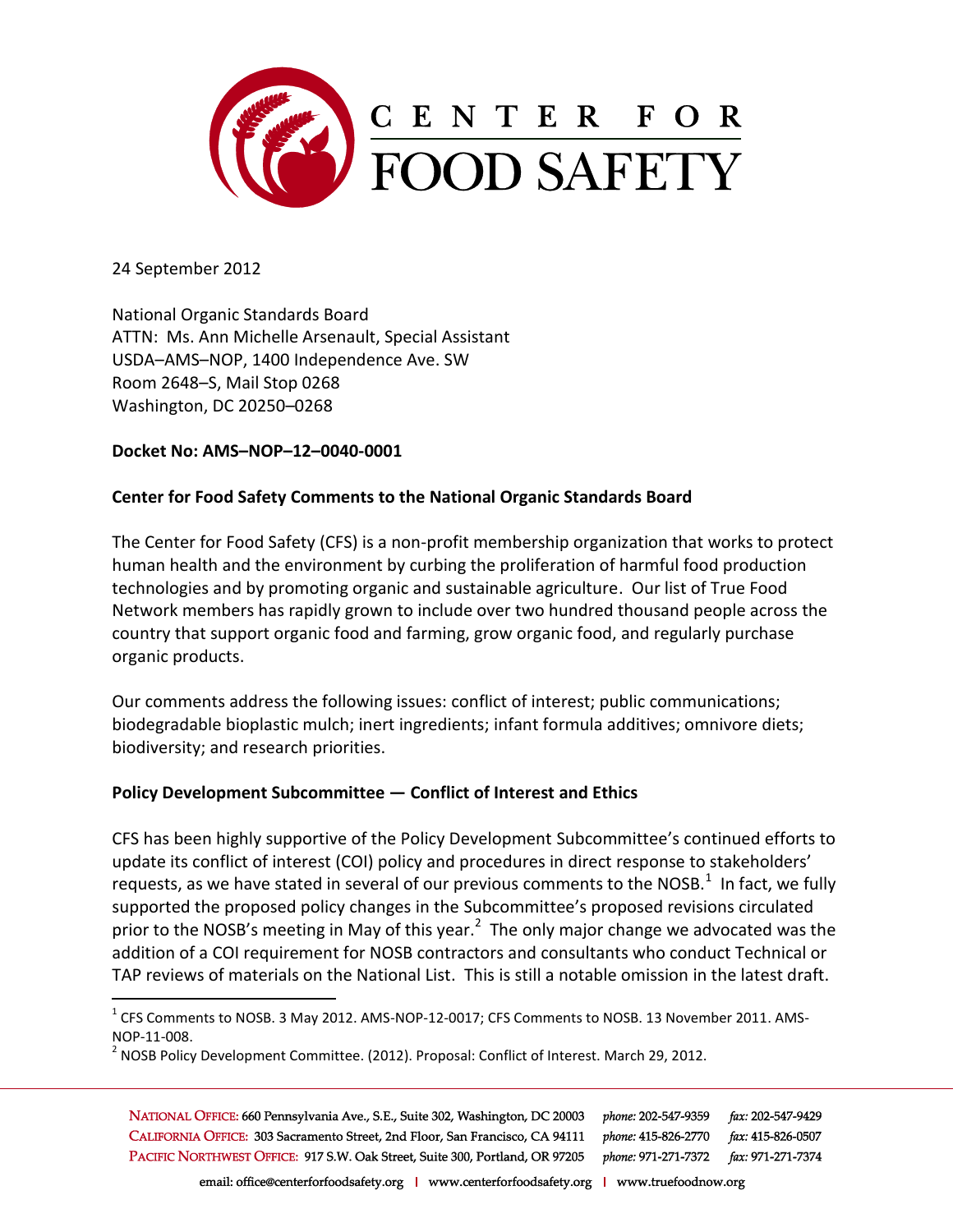CENTER FOR FOOD SAFETY

24 September 2012

National Organic Standards Board
ATTN: Ms. Ann Michelle Arsenault, Special Assistant
USDA–AMS–NOP, 1400 Independence Ave. SW
Room 2648–S, Mail Stop 0268
Washington, DC 20250–0268

**Docket No: AMS–NOP–12–0040-0001**

**Center for Food Safety Comments to the National Organic Standards Board**

The Center for Food Safety (CFS) is a non-profit membership organization that works to protect human health and the environment by curbing the proliferation of harmful food production technologies and by promoting organic and sustainable agriculture. Our list of True Food Network members has rapidly grown to include over two hundred thousand people across the country that support organic food and farming, grow organic food, and regularly purchase organic products.

Our comments address the following issues: conflict of interest; public communications; biodegradable bioplastic mulch; inert ingredients; infant formula additives; omnivore diets; biodiversity; and research priorities.

**Policy Development Subcommittee — Conflict of Interest and Ethics**

CFS has been highly supportive of the Policy Development Subcommittee's continued efforts to update its conflict of interest (COI) policy and procedures in direct response to stakeholders' requests, as we have stated in several of our previous comments to the NOSB.[1] In fact, we fully supported the proposed policy changes in the Subcommittee's proposed revisions circulated prior to the NOSB's meeting in May of this year.[2] The only major change we advocated was the addition of a COI requirement for NOSB contractors and consultants who conduct Technical or TAP reviews of materials on the National List. This is still a notable omission in the latest draft.

[1] CFS Comments to NOSB. 3 May 2012. AMS-NOP-12-0017; CFS Comments to NOSB. 13 November 2011. AMS-NOP-11-008.

[2] NOSB Policy Development Committee. (2012). Proposal: Conflict of Interest. March 29, 2012.

NATIONAL OFFICE: 660 Pennsylvania Ave., S.E., Suite 302, Washington, DC 20003 *phone:* 202-547-9359 *fax:* 202-547-9429
CALIFORNIA OFFICE: 303 Sacramento Street, 2nd Floor, San Francisco, CA 94111 *phone:* 415-826-2770 *fax:* 415-826-0507
PACIFIC NORTHWEST OFFICE: 917 S.W. Oak Street, Suite 300, Portland, OR 97205 *phone:* 971-271-7372 *fax:* 971-271-7374
email: office@centerforfoodsafety.org | www.centerforfoodsafety.org | www.truefoodnow.org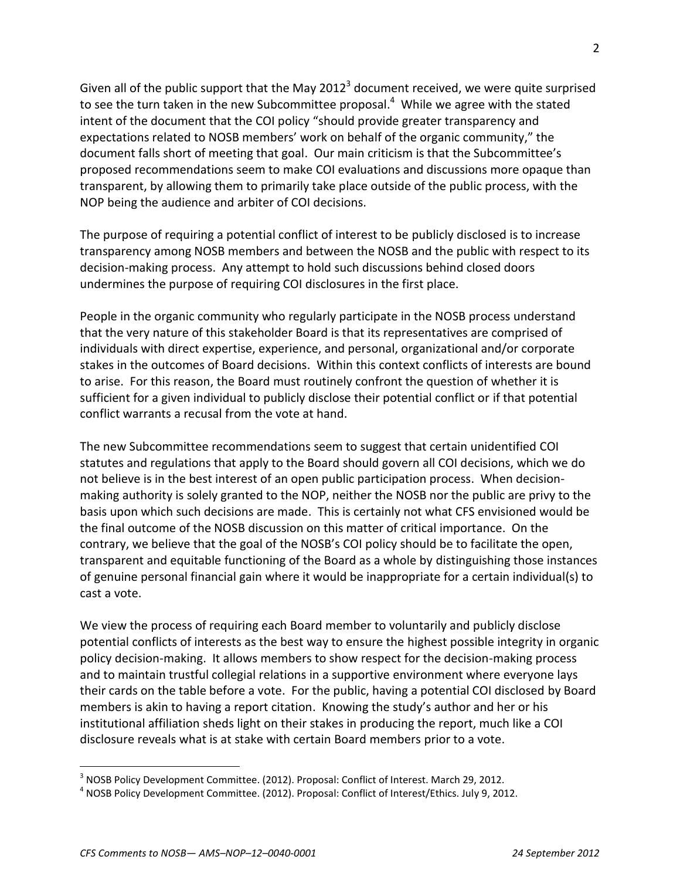Given all of the public support that the May 2012[3] document received, we were quite surprised to see the turn taken in the new Subcommittee proposal.[4] While we agree with the stated intent of the document that the COI policy "should provide greater transparency and expectations related to NOSB members' work on behalf of the organic community," the document falls short of meeting that goal. Our main criticism is that the Subcommittee's proposed recommendations seem to make COI evaluations and discussions more opaque than transparent, by allowing them to primarily take place outside of the public process, with the NOP being the audience and arbiter of COI decisions.

The purpose of requiring a potential conflict of interest to be publicly disclosed is to increase transparency among NOSB members and between the NOSB and the public with respect to its decision-making process. Any attempt to hold such discussions behind closed doors undermines the purpose of requiring COI disclosures in the first place.

People in the organic community who regularly participate in the NOSB process understand that the very nature of this stakeholder Board is that its representatives are comprised of individuals with direct expertise, experience, and personal, organizational and/or corporate stakes in the outcomes of Board decisions. Within this context conflicts of interests are bound to arise. For this reason, the Board must routinely confront the question of whether it is sufficient for a given individual to publicly disclose their potential conflict or if that potential conflict warrants a recusal from the vote at hand.

The new Subcommittee recommendations seem to suggest that certain unidentified COI statutes and regulations that apply to the Board should govern all COI decisions, which we do not believe is in the best interest of an open public participation process. When decision-making authority is solely granted to the NOP, neither the NOSB nor the public are privy to the basis upon which such decisions are made. This is certainly not what CFS envisioned would be the final outcome of the NOSB discussion on this matter of critical importance. On the contrary, we believe that the goal of the NOSB's COI policy should be to facilitate the open, transparent and equitable functioning of the Board as a whole by distinguishing those instances of genuine personal financial gain where it would be inappropriate for a certain individual(s) to cast a vote.

We view the process of requiring each Board member to voluntarily and publicly disclose potential conflicts of interests as the best way to ensure the highest possible integrity in organic policy decision-making. It allows members to show respect for the decision-making process and to maintain trustful collegial relations in a supportive environment where everyone lays their cards on the table before a vote. For the public, having a potential COI disclosed by Board members is akin to having a report citation. Knowing the study's author and her or his institutional affiliation sheds light on their stakes in producing the report, much like a COI disclosure reveals what is at stake with certain Board members prior to a vote.

---

[3] NOSB Policy Development Committee. (2012). Proposal: Conflict of Interest. March 29, 2012.

[4] NOSB Policy Development Committee. (2012). Proposal: Conflict of Interest/Ethics. July 9, 2012.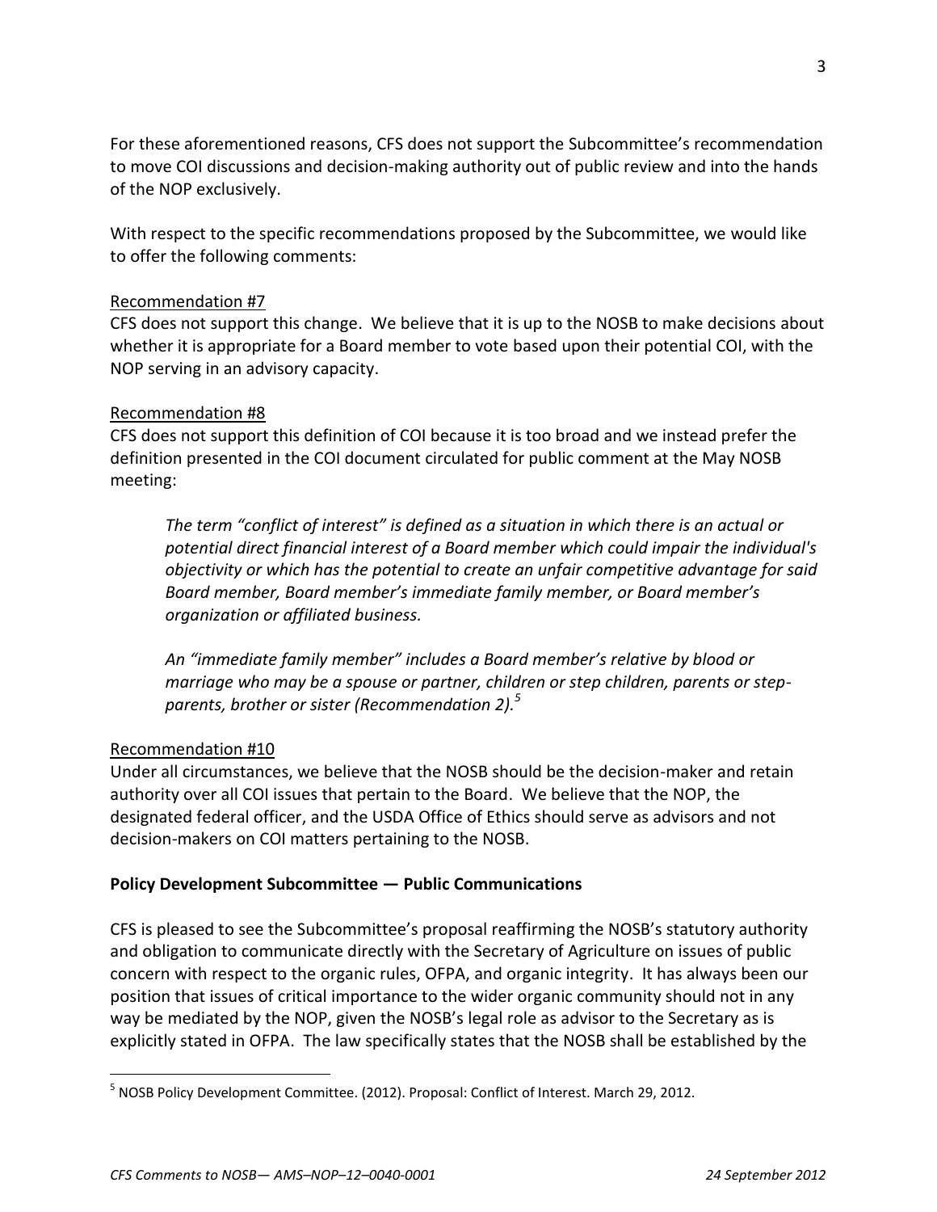For these aforementioned reasons, CFS does not support the Subcommittee's recommendation to move COI discussions and decision-making authority out of public review and into the hands of the NOP exclusively.

With respect to the specific recommendations proposed by the Subcommittee, we would like to offer the following comments:

Recommendation #7

CFS does not support this change. We believe that it is up to the NOSB to make decisions about whether it is appropriate for a Board member to vote based upon their potential COI, with the NOP serving in an advisory capacity.

Recommendation #8

CFS does not support this definition of COI because it is too broad and we instead prefer the definition presented in the COI document circulated for public comment at the May NOSB meeting:

> *The term "conflict of interest" is defined as a situation in which there is an actual or potential direct financial interest of a Board member which could impair the individual's objectivity or which has the potential to create an unfair competitive advantage for said Board member, Board member's immediate family member, or Board member's organization or affiliated business.*
>
> *An "immediate family member" includes a Board member's relative by blood or marriage who may be a spouse or partner, children or step children, parents or step-parents, brother or sister (Recommendation 2).*[5]

Recommendation #10

Under all circumstances, we believe that the NOSB should be the decision-maker and retain authority over all COI issues that pertain to the Board. We believe that the NOP, the designated federal officer, and the USDA Office of Ethics should serve as advisors and not decision-makers on COI matters pertaining to the NOSB.

**Policy Development Subcommittee — Public Communications**

CFS is pleased to see the Subcommittee's proposal reaffirming the NOSB's statutory authority and obligation to communicate directly with the Secretary of Agriculture on issues of public concern with respect to the organic rules, OFPA, and organic integrity. It has always been our position that issues of critical importance to the wider organic community should not in any way be mediated by the NOP, given the NOSB's legal role as advisor to the Secretary as is explicitly stated in OFPA. The law specifically states that the NOSB shall be established by the

[5] NOSB Policy Development Committee. (2012). Proposal: Conflict of Interest. March 29, 2012.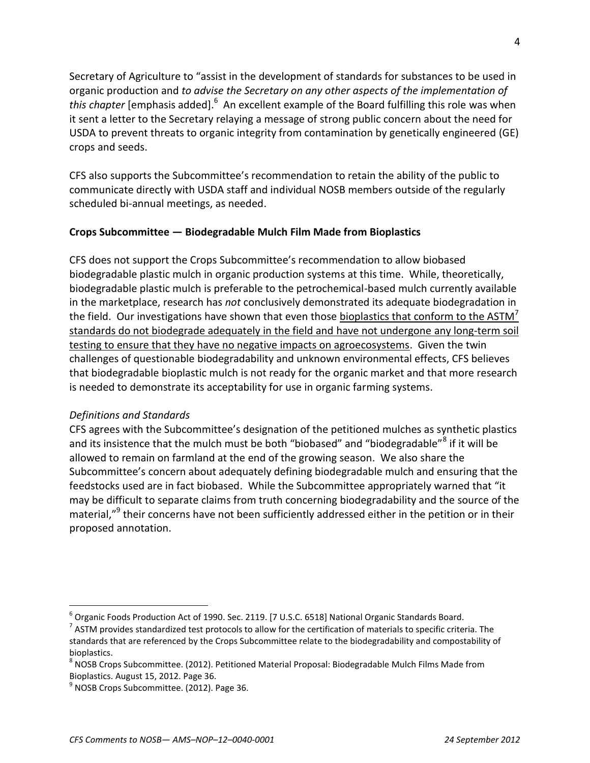Secretary of Agriculture to "assist in the development of standards for substances to be used in organic production and *to advise the Secretary on any other aspects of the implementation of this chapter* [emphasis added].[6] An excellent example of the Board fulfilling this role was when it sent a letter to the Secretary relaying a message of strong public concern about the need for USDA to prevent threats to organic integrity from contamination by genetically engineered (GE) crops and seeds.

CFS also supports the Subcommittee's recommendation to retain the ability of the public to communicate directly with USDA staff and individual NOSB members outside of the regularly scheduled bi-annual meetings, as needed.

**Crops Subcommittee — Biodegradable Mulch Film Made from Bioplastics**

CFS does not support the Crops Subcommittee's recommendation to allow biobased biodegradable plastic mulch in organic production systems at this time. While, theoretically, biodegradable plastic mulch is preferable to the petrochemical-based mulch currently available in the marketplace, research has *not* conclusively demonstrated its adequate biodegradation in the field. Our investigations have shown that even those <u>bioplastics that conform to the ASTM[7] standards do not biodegrade adequately in the field and have not undergone any long-term soil testing to ensure that they have no negative impacts on agroecosystems</u>. Given the twin challenges of questionable biodegradability and unknown environmental effects, CFS believes that biodegradable bioplastic mulch is not ready for the organic market and that more research is needed to demonstrate its acceptability for use in organic farming systems.

*Definitions and Standards*

CFS agrees with the Subcommittee's designation of the petitioned mulches as synthetic plastics and its insistence that the mulch must be both "biobased" and "biodegradable"[8] if it will be allowed to remain on farmland at the end of the growing season. We also share the Subcommittee's concern about adequately defining biodegradable mulch and ensuring that the feedstocks used are in fact biobased. While the Subcommittee appropriately warned that "it may be difficult to separate claims from truth concerning biodegradability and the source of the material,"[9] their concerns have not been sufficiently addressed either in the petition or in their proposed annotation.

---

[6] Organic Foods Production Act of 1990. Sec. 2119. [7 U.S.C. 6518] National Organic Standards Board.

[7] ASTM provides standardized test protocols to allow for the certification of materials to specific criteria. The standards that are referenced by the Crops Subcommittee relate to the biodegradability and compostability of bioplastics.

[8] NOSB Crops Subcommittee. (2012). Petitioned Material Proposal: Biodegradable Mulch Films Made from Bioplastics. August 15, 2012. Page 36.

[9] NOSB Crops Subcommittee. (2012). Page 36.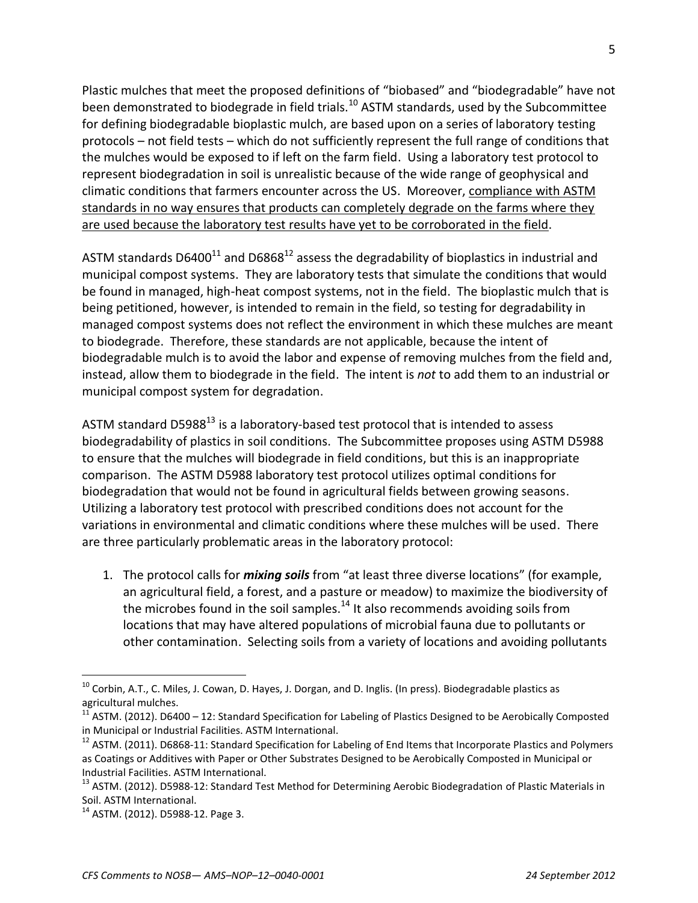Plastic mulches that meet the proposed definitions of "biobased" and "biodegradable" have not been demonstrated to biodegrade in field trials.[10] ASTM standards, used by the Subcommittee for defining biodegradable bioplastic mulch, are based upon on a series of laboratory testing protocols – not field tests – which do not sufficiently represent the full range of conditions that the mulches would be exposed to if left on the farm field. Using a laboratory test protocol to represent biodegradation in soil is unrealistic because of the wide range of geophysical and climatic conditions that farmers encounter across the US. Moreover, <u>compliance with ASTM standards in no way ensures that products can completely degrade on the farms where they are used because the laboratory test results have yet to be corroborated in the field</u>.

ASTM standards D6400[11] and D6868[12] assess the degradability of bioplastics in industrial and municipal compost systems. They are laboratory tests that simulate the conditions that would be found in managed, high-heat compost systems, not in the field. The bioplastic mulch that is being petitioned, however, is intended to remain in the field, so testing for degradability in managed compost systems does not reflect the environment in which these mulches are meant to biodegrade. Therefore, these standards are not applicable, because the intent of biodegradable mulch is to avoid the labor and expense of removing mulches from the field and, instead, allow them to biodegrade in the field. The intent is *not* to add them to an industrial or municipal compost system for degradation.

ASTM standard D5988[13] is a laboratory-based test protocol that is intended to assess biodegradability of plastics in soil conditions. The Subcommittee proposes using ASTM D5988 to ensure that the mulches will biodegrade in field conditions, but this is an inappropriate comparison. The ASTM D5988 laboratory test protocol utilizes optimal conditions for biodegradation that would not be found in agricultural fields between growing seasons. Utilizing a laboratory test protocol with prescribed conditions does not account for the variations in environmental and climatic conditions where these mulches will be used. There are three particularly problematic areas in the laboratory protocol:

1. The protocol calls for ***mixing soils*** from "at least three diverse locations" (for example, an agricultural field, a forest, and a pasture or meadow) to maximize the biodiversity of the microbes found in the soil samples.[14] It also recommends avoiding soils from locations that may have altered populations of microbial fauna due to pollutants or other contamination. Selecting soils from a variety of locations and avoiding pollutants

---

[10] Corbin, A.T., C. Miles, J. Cowan, D. Hayes, J. Dorgan, and D. Inglis. (In press). Biodegradable plastics as agricultural mulches.

[11] ASTM. (2012). D6400 – 12: Standard Specification for Labeling of Plastics Designed to be Aerobically Composted in Municipal or Industrial Facilities. ASTM International.

[12] ASTM. (2011). D6868-11: Standard Specification for Labeling of End Items that Incorporate Plastics and Polymers as Coatings or Additives with Paper or Other Substrates Designed to be Aerobically Composted in Municipal or Industrial Facilities. ASTM International.

[13] ASTM. (2012). D5988-12: Standard Test Method for Determining Aerobic Biodegradation of Plastic Materials in Soil. ASTM International.

[14] ASTM. (2012). D5988-12. Page 3.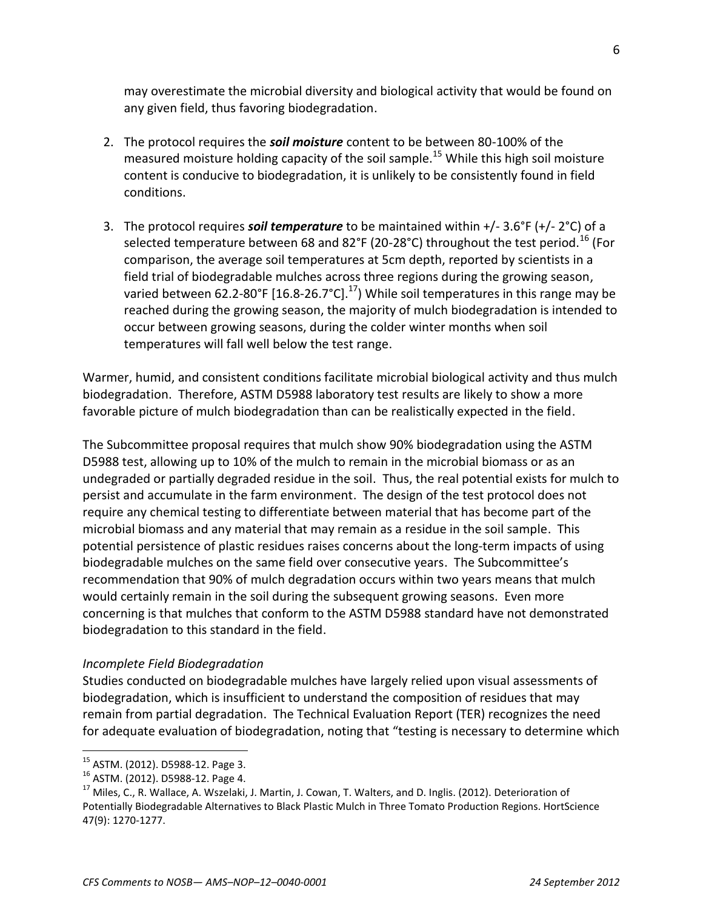may overestimate the microbial diversity and biological activity that would be found on any given field, thus favoring biodegradation.

2. The protocol requires the ***soil moisture*** content to be between 80-100% of the measured moisture holding capacity of the soil sample.[15] While this high soil moisture content is conducive to biodegradation, it is unlikely to be consistently found in field conditions.

3. The protocol requires ***soil temperature*** to be maintained within +/- 3.6°F (+/- 2°C) of a selected temperature between 68 and 82°F (20-28°C) throughout the test period.[16] (For comparison, the average soil temperatures at 5cm depth, reported by scientists in a field trial of biodegradable mulches across three regions during the growing season, varied between 62.2-80°F [16.8-26.7°C].[17]) While soil temperatures in this range may be reached during the growing season, the majority of mulch biodegradation is intended to occur between growing seasons, during the colder winter months when soil temperatures will fall well below the test range.

Warmer, humid, and consistent conditions facilitate microbial biological activity and thus mulch biodegradation. Therefore, ASTM D5988 laboratory test results are likely to show a more favorable picture of mulch biodegradation than can be realistically expected in the field.

The Subcommittee proposal requires that mulch show 90% biodegradation using the ASTM D5988 test, allowing up to 10% of the mulch to remain in the microbial biomass or as an undegraded or partially degraded residue in the soil. Thus, the real potential exists for mulch to persist and accumulate in the farm environment. The design of the test protocol does not require any chemical testing to differentiate between material that has become part of the microbial biomass and any material that may remain as a residue in the soil sample. This potential persistence of plastic residues raises concerns about the long-term impacts of using biodegradable mulches on the same field over consecutive years. The Subcommittee's recommendation that 90% of mulch degradation occurs within two years means that mulch would certainly remain in the soil during the subsequent growing seasons. Even more concerning is that mulches that conform to the ASTM D5988 standard have not demonstrated biodegradation to this standard in the field.

*Incomplete Field Biodegradation*

Studies conducted on biodegradable mulches have largely relied upon visual assessments of biodegradation, which is insufficient to understand the composition of residues that may remain from partial degradation. The Technical Evaluation Report (TER) recognizes the need for adequate evaluation of biodegradation, noting that "testing is necessary to determine which

---

[15] ASTM. (2012). D5988-12. Page 3.

[16] ASTM. (2012). D5988-12. Page 4.

[17] Miles, C., R. Wallace, A. Wszelaki, J. Martin, J. Cowan, T. Walters, and D. Inglis. (2012). Deterioration of Potentially Biodegradable Alternatives to Black Plastic Mulch in Three Tomato Production Regions. HortScience 47(9): 1270-1277.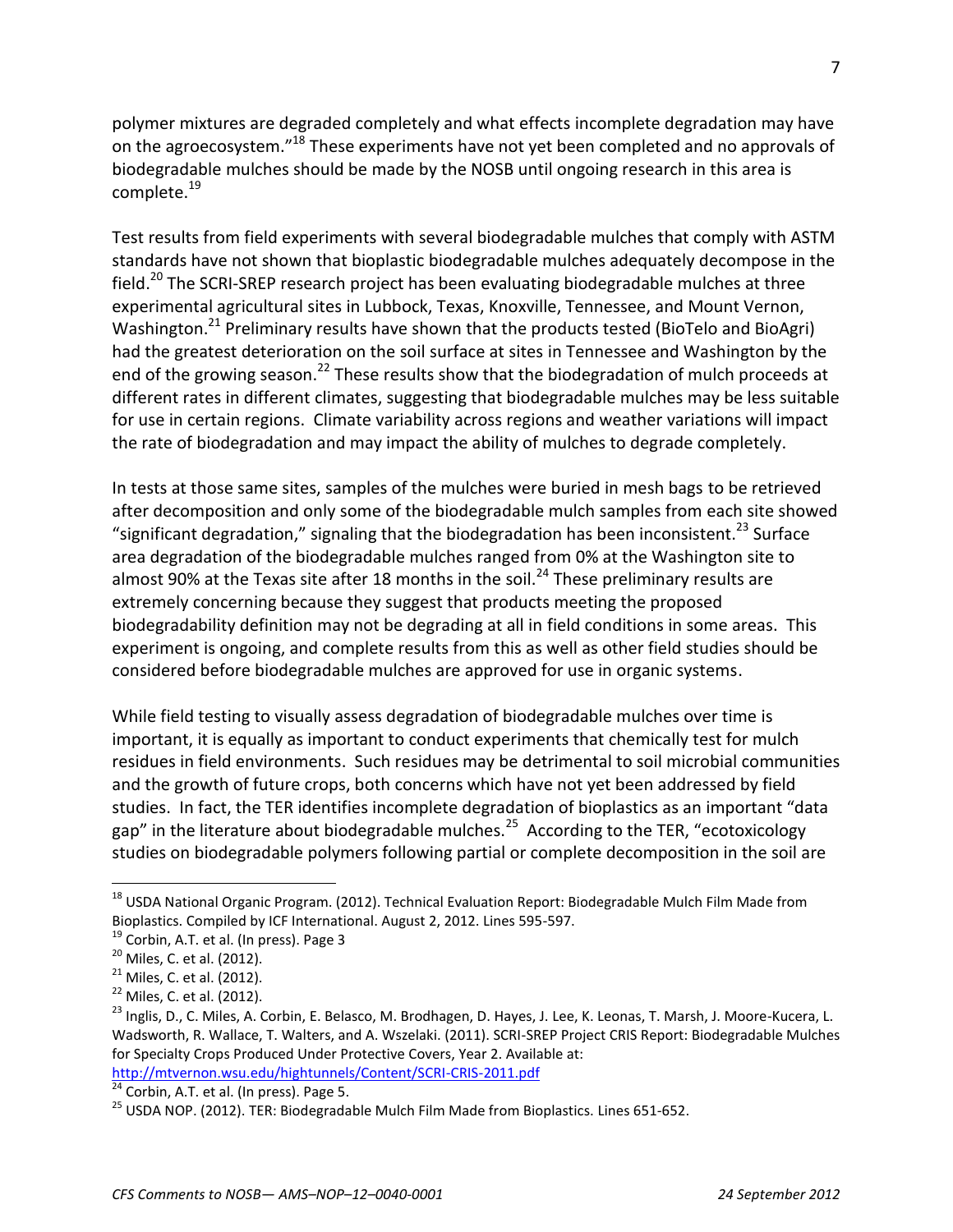polymer mixtures are degraded completely and what effects incomplete degradation may have on the agroecosystem."[18] These experiments have not yet been completed and no approvals of biodegradable mulches should be made by the NOSB until ongoing research in this area is complete.[19]

Test results from field experiments with several biodegradable mulches that comply with ASTM standards have not shown that bioplastic biodegradable mulches adequately decompose in the field.[20] The SCRI-SREP research project has been evaluating biodegradable mulches at three experimental agricultural sites in Lubbock, Texas, Knoxville, Tennessee, and Mount Vernon, Washington.[21] Preliminary results have shown that the products tested (BioTelo and BioAgri) had the greatest deterioration on the soil surface at sites in Tennessee and Washington by the end of the growing season.[22] These results show that the biodegradation of mulch proceeds at different rates in different climates, suggesting that biodegradable mulches may be less suitable for use in certain regions. Climate variability across regions and weather variations will impact the rate of biodegradation and may impact the ability of mulches to degrade completely.

In tests at those same sites, samples of the mulches were buried in mesh bags to be retrieved after decomposition and only some of the biodegradable mulch samples from each site showed "significant degradation," signaling that the biodegradation has been inconsistent.[23] Surface area degradation of the biodegradable mulches ranged from 0% at the Washington site to almost 90% at the Texas site after 18 months in the soil.[24] These preliminary results are extremely concerning because they suggest that products meeting the proposed biodegradability definition may not be degrading at all in field conditions in some areas. This experiment is ongoing, and complete results from this as well as other field studies should be considered before biodegradable mulches are approved for use in organic systems.

While field testing to visually assess degradation of biodegradable mulches over time is important, it is equally as important to conduct experiments that chemically test for mulch residues in field environments. Such residues may be detrimental to soil microbial communities and the growth of future crops, both concerns which have not yet been addressed by field studies. In fact, the TER identifies incomplete degradation of bioplastics as an important "data gap" in the literature about biodegradable mulches.[25] According to the TER, "ecotoxicology studies on biodegradable polymers following partial or complete decomposition in the soil are

---

[18] USDA National Organic Program. (2012). Technical Evaluation Report: Biodegradable Mulch Film Made from Bioplastics. Compiled by ICF International. August 2, 2012. Lines 595-597.

[19] Corbin, A.T. et al. (In press). Page 3

[20] Miles, C. et al. (2012).

[21] Miles, C. et al. (2012).

[22] Miles, C. et al. (2012).

[23] Inglis, D., C. Miles, A. Corbin, E. Belasco, M. Brodhagen, D. Hayes, J. Lee, K. Leonas, T. Marsh, J. Moore-Kucera, L. Wadsworth, R. Wallace, T. Walters, and A. Wszelaki. (2011). SCRI-SREP Project CRIS Report: Biodegradable Mulches for Specialty Crops Produced Under Protective Covers, Year 2. Available at: http://mtvernon.wsu.edu/hightunnels/Content/SCRI-CRIS-2011.pdf

[24] Corbin, A.T. et al. (In press). Page 5.

[25] USDA NOP. (2012). TER: Biodegradable Mulch Film Made from Bioplastics. Lines 651-652.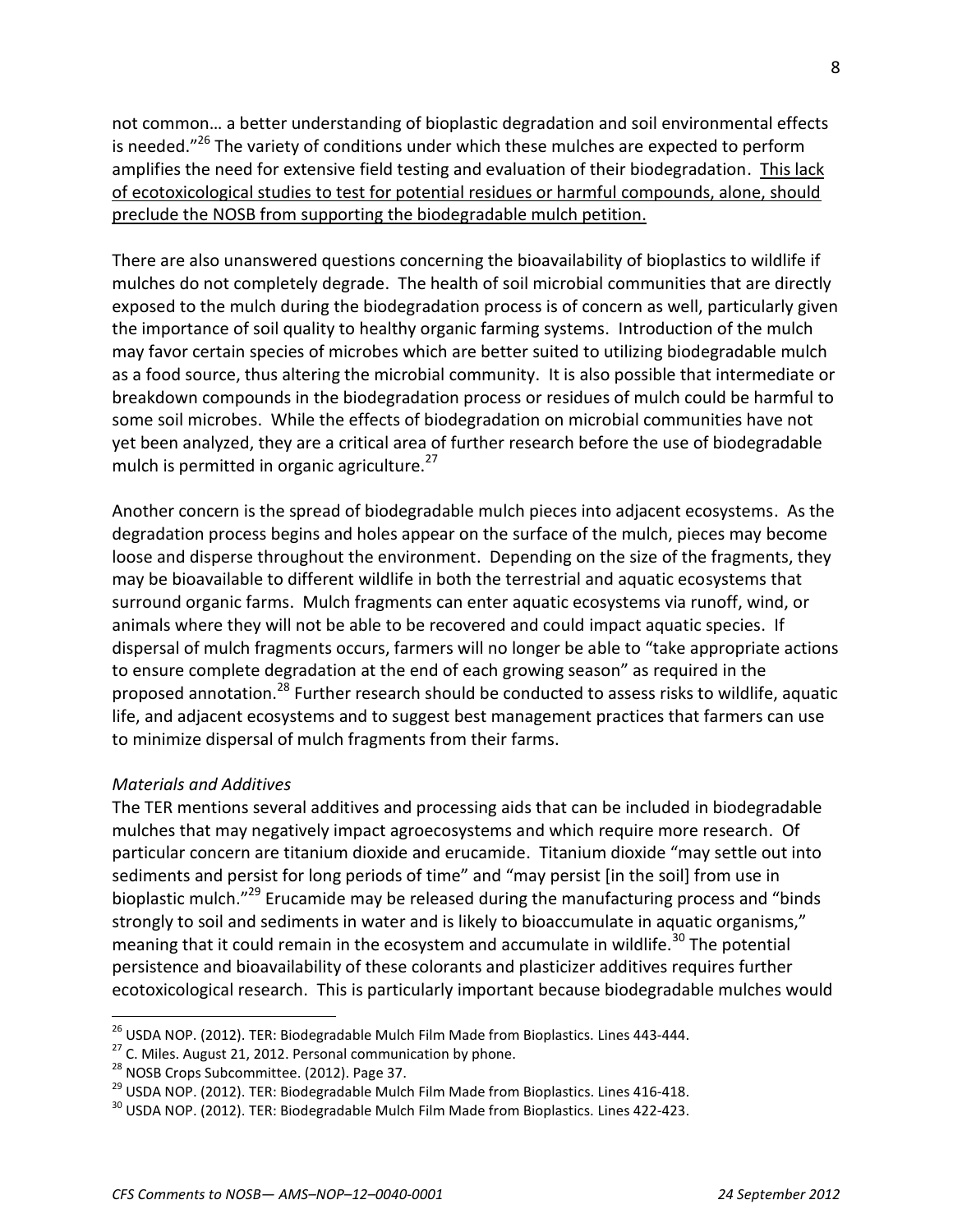not common… a better understanding of bioplastic degradation and soil environmental effects is needed."[26] The variety of conditions under which these mulches are expected to perform amplifies the need for extensive field testing and evaluation of their biodegradation. <u>This lack of ecotoxicological studies to test for potential residues or harmful compounds, alone, should preclude the NOSB from supporting the biodegradable mulch petition.</u>

There are also unanswered questions concerning the bioavailability of bioplastics to wildlife if mulches do not completely degrade. The health of soil microbial communities that are directly exposed to the mulch during the biodegradation process is of concern as well, particularly given the importance of soil quality to healthy organic farming systems. Introduction of the mulch may favor certain species of microbes which are better suited to utilizing biodegradable mulch as a food source, thus altering the microbial community. It is also possible that intermediate or breakdown compounds in the biodegradation process or residues of mulch could be harmful to some soil microbes. While the effects of biodegradation on microbial communities have not yet been analyzed, they are a critical area of further research before the use of biodegradable mulch is permitted in organic agriculture.[27]

Another concern is the spread of biodegradable mulch pieces into adjacent ecosystems. As the degradation process begins and holes appear on the surface of the mulch, pieces may become loose and disperse throughout the environment. Depending on the size of the fragments, they may be bioavailable to different wildlife in both the terrestrial and aquatic ecosystems that surround organic farms. Mulch fragments can enter aquatic ecosystems via runoff, wind, or animals where they will not be able to be recovered and could impact aquatic species. If dispersal of mulch fragments occurs, farmers will no longer be able to "take appropriate actions to ensure complete degradation at the end of each growing season" as required in the proposed annotation.[28] Further research should be conducted to assess risks to wildlife, aquatic life, and adjacent ecosystems and to suggest best management practices that farmers can use to minimize dispersal of mulch fragments from their farms.

*Materials and Additives*

The TER mentions several additives and processing aids that can be included in biodegradable mulches that may negatively impact agroecosystems and which require more research. Of particular concern are titanium dioxide and erucamide. Titanium dioxide "may settle out into sediments and persist for long periods of time" and "may persist [in the soil] from use in bioplastic mulch."[29] Erucamide may be released during the manufacturing process and "binds strongly to soil and sediments in water and is likely to bioaccumulate in aquatic organisms," meaning that it could remain in the ecosystem and accumulate in wildlife.[30] The potential persistence and bioavailability of these colorants and plasticizer additives requires further ecotoxicological research. This is particularly important because biodegradable mulches would

[26] USDA NOP. (2012). TER: Biodegradable Mulch Film Made from Bioplastics. Lines 443-444.

[27] C. Miles. August 21, 2012. Personal communication by phone.

[28] NOSB Crops Subcommittee. (2012). Page 37.

[29] USDA NOP. (2012). TER: Biodegradable Mulch Film Made from Bioplastics. Lines 416-418.

[30] USDA NOP. (2012). TER: Biodegradable Mulch Film Made from Bioplastics. Lines 422-423.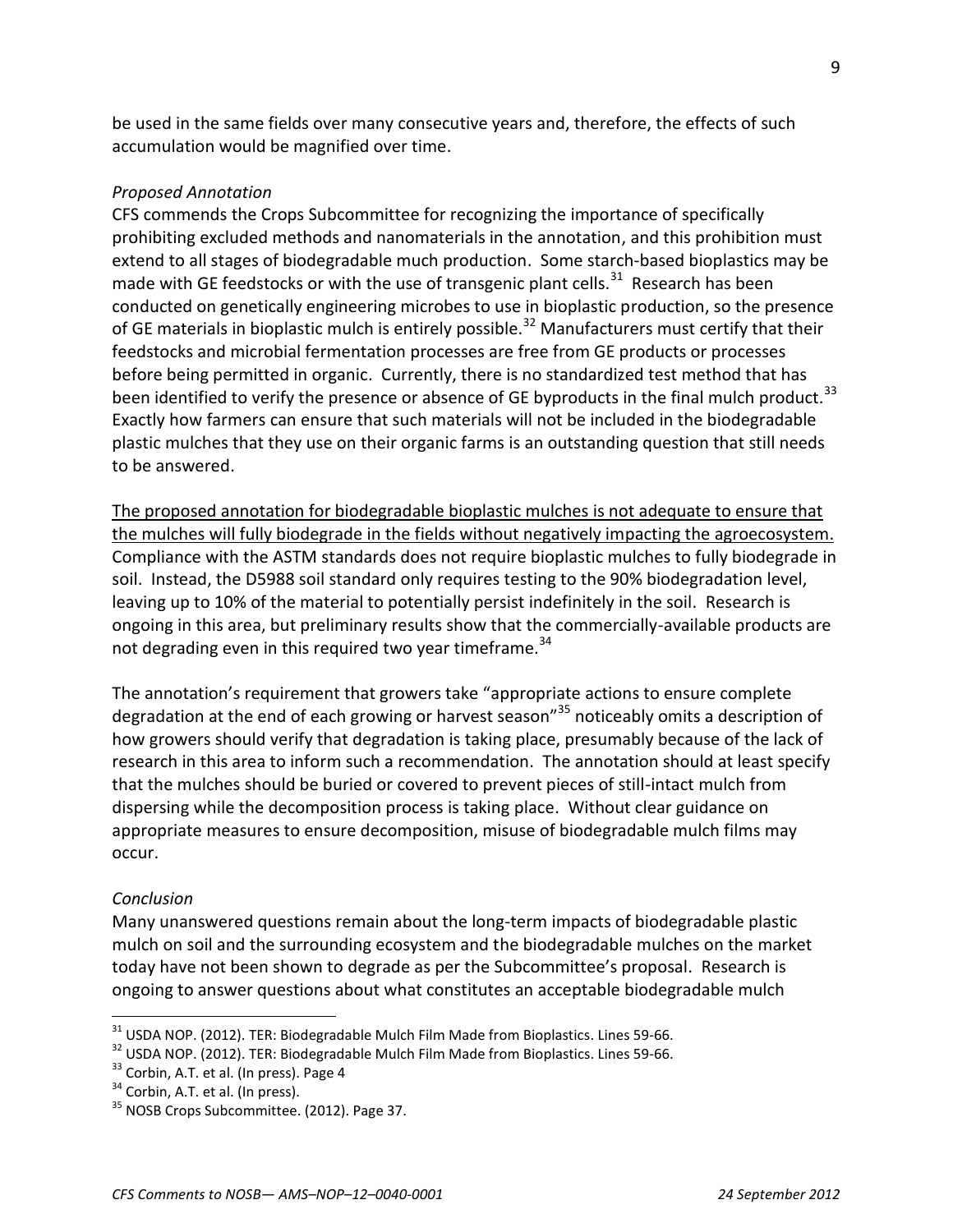be used in the same fields over many consecutive years and, therefore, the effects of such accumulation would be magnified over time.

*Proposed Annotation*

CFS commends the Crops Subcommittee for recognizing the importance of specifically prohibiting excluded methods and nanomaterials in the annotation, and this prohibition must extend to all stages of biodegradable much production. Some starch-based bioplastics may be made with GE feedstocks or with the use of transgenic plant cells.[31] Research has been conducted on genetically engineering microbes to use in bioplastic production, so the presence of GE materials in bioplastic mulch is entirely possible.[32] Manufacturers must certify that their feedstocks and microbial fermentation processes are free from GE products or processes before being permitted in organic. Currently, there is no standardized test method that has been identified to verify the presence or absence of GE byproducts in the final mulch product.[33] Exactly how farmers can ensure that such materials will not be included in the biodegradable plastic mulches that they use on their organic farms is an outstanding question that still needs to be answered.

<u>The proposed annotation for biodegradable bioplastic mulches is not adequate to ensure that the mulches will fully biodegrade in the fields without negatively impacting the agroecosystem.</u> Compliance with the ASTM standards does not require bioplastic mulches to fully biodegrade in soil. Instead, the D5988 soil standard only requires testing to the 90% biodegradation level, leaving up to 10% of the material to potentially persist indefinitely in the soil. Research is ongoing in this area, but preliminary results show that the commercially-available products are not degrading even in this required two year timeframe.[34]

The annotation's requirement that growers take "appropriate actions to ensure complete degradation at the end of each growing or harvest season"[35] noticeably omits a description of how growers should verify that degradation is taking place, presumably because of the lack of research in this area to inform such a recommendation. The annotation should at least specify that the mulches should be buried or covered to prevent pieces of still-intact mulch from dispersing while the decomposition process is taking place. Without clear guidance on appropriate measures to ensure decomposition, misuse of biodegradable mulch films may occur.

*Conclusion*

Many unanswered questions remain about the long-term impacts of biodegradable plastic mulch on soil and the surrounding ecosystem and the biodegradable mulches on the market today have not been shown to degrade as per the Subcommittee's proposal. Research is ongoing to answer questions about what constitutes an acceptable biodegradable mulch

---

[31] USDA NOP. (2012). TER: Biodegradable Mulch Film Made from Bioplastics. Lines 59-66.

[32] USDA NOP. (2012). TER: Biodegradable Mulch Film Made from Bioplastics. Lines 59-66.

[33] Corbin, A.T. et al. (In press). Page 4

[34] Corbin, A.T. et al. (In press).

[35] NOSB Crops Subcommittee. (2012). Page 37.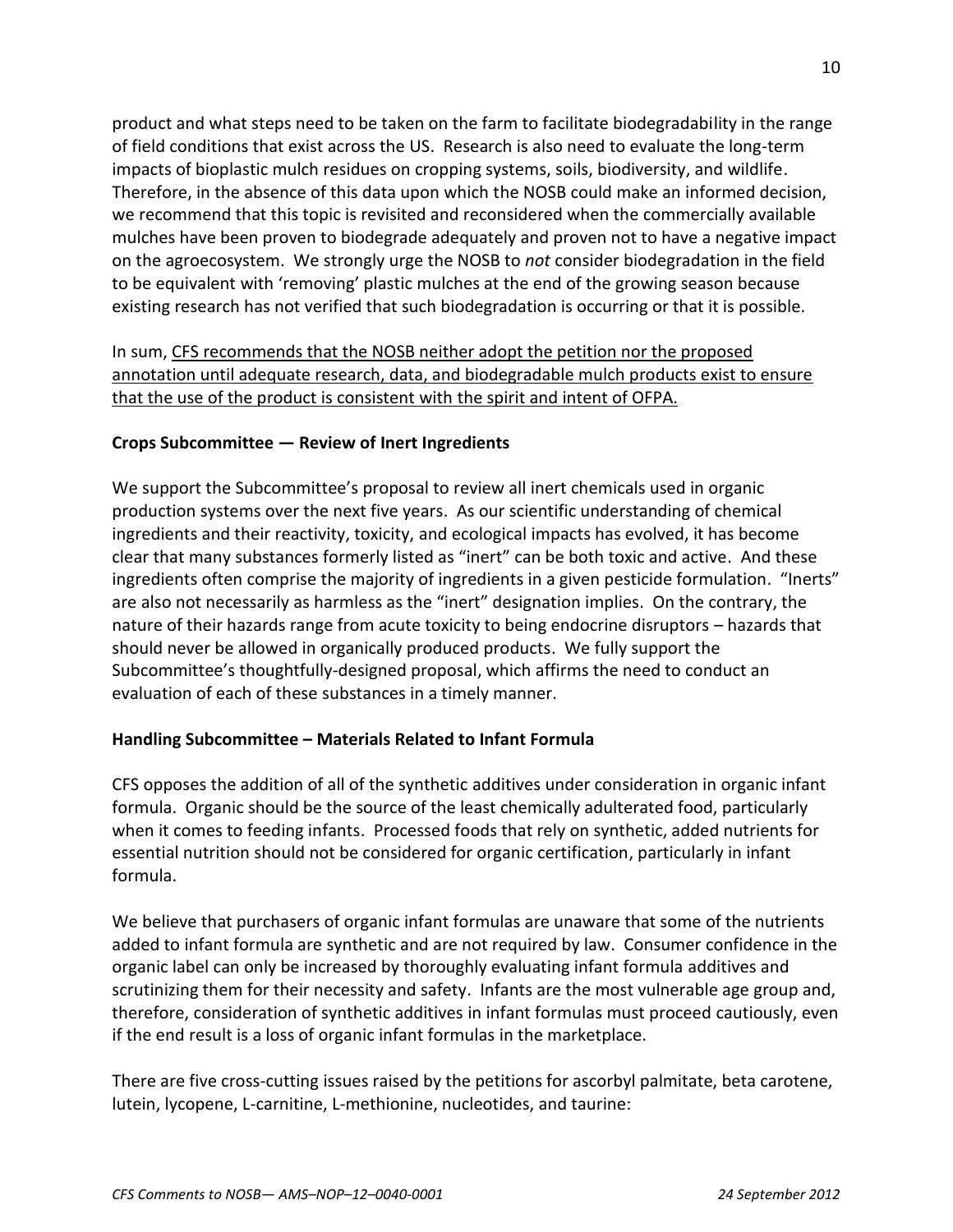product and what steps need to be taken on the farm to facilitate biodegradability in the range of field conditions that exist across the US. Research is also need to evaluate the long-term impacts of bioplastic mulch residues on cropping systems, soils, biodiversity, and wildlife. Therefore, in the absence of this data upon which the NOSB could make an informed decision, we recommend that this topic is revisited and reconsidered when the commercially available mulches have been proven to biodegrade adequately and proven not to have a negative impact on the agroecosystem. We strongly urge the NOSB to *not* consider biodegradation in the field to be equivalent with 'removing' plastic mulches at the end of the growing season because existing research has not verified that such biodegradation is occurring or that it is possible.

In sum, <u>CFS recommends that the NOSB neither adopt the petition nor the proposed annotation until adequate research, data, and biodegradable mulch products exist to ensure that the use of the product is consistent with the spirit and intent of OFPA.</u>

**Crops Subcommittee — Review of Inert Ingredients**

We support the Subcommittee's proposal to review all inert chemicals used in organic production systems over the next five years. As our scientific understanding of chemical ingredients and their reactivity, toxicity, and ecological impacts has evolved, it has become clear that many substances formerly listed as "inert" can be both toxic and active. And these ingredients often comprise the majority of ingredients in a given pesticide formulation. "Inerts" are also not necessarily as harmless as the "inert" designation implies. On the contrary, the nature of their hazards range from acute toxicity to being endocrine disruptors – hazards that should never be allowed in organically produced products. We fully support the Subcommittee's thoughtfully-designed proposal, which affirms the need to conduct an evaluation of each of these substances in a timely manner.

**Handling Subcommittee – Materials Related to Infant Formula**

CFS opposes the addition of all of the synthetic additives under consideration in organic infant formula. Organic should be the source of the least chemically adulterated food, particularly when it comes to feeding infants. Processed foods that rely on synthetic, added nutrients for essential nutrition should not be considered for organic certification, particularly in infant formula.

We believe that purchasers of organic infant formulas are unaware that some of the nutrients added to infant formula are synthetic and are not required by law. Consumer confidence in the organic label can only be increased by thoroughly evaluating infant formula additives and scrutinizing them for their necessity and safety. Infants are the most vulnerable age group and, therefore, consideration of synthetic additives in infant formulas must proceed cautiously, even if the end result is a loss of organic infant formulas in the marketplace.

There are five cross-cutting issues raised by the petitions for ascorbyl palmitate, beta carotene, lutein, lycopene, L-carnitine, L-methionine, nucleotides, and taurine: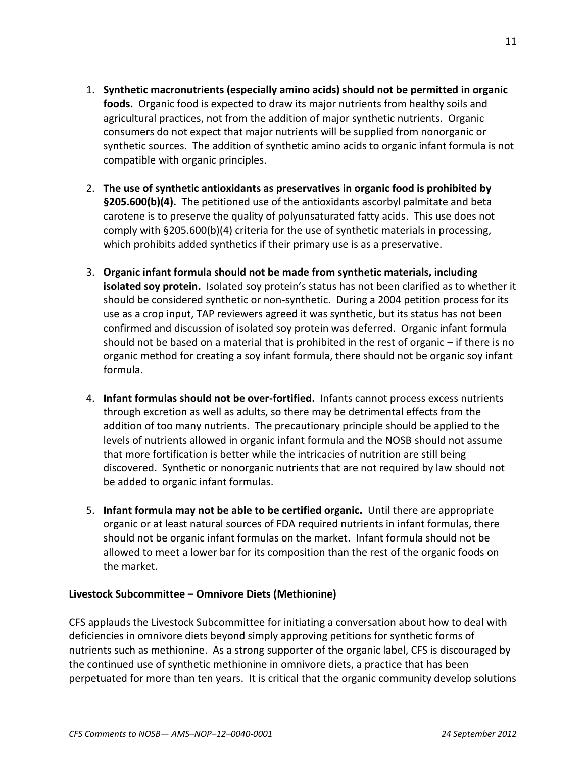1. **Synthetic macronutrients (especially amino acids) should not be permitted in organic foods.** Organic food is expected to draw its major nutrients from healthy soils and agricultural practices, not from the addition of major synthetic nutrients. Organic consumers do not expect that major nutrients will be supplied from nonorganic or synthetic sources. The addition of synthetic amino acids to organic infant formula is not compatible with organic principles.

2. **The use of synthetic antioxidants as preservatives in organic food is prohibited by §205.600(b)(4).** The petitioned use of the antioxidants ascorbyl palmitate and beta carotene is to preserve the quality of polyunsaturated fatty acids. This use does not comply with §205.600(b)(4) criteria for the use of synthetic materials in processing, which prohibits added synthetics if their primary use is as a preservative.

3. **Organic infant formula should not be made from synthetic materials, including isolated soy protein.** Isolated soy protein's status has not been clarified as to whether it should be considered synthetic or non-synthetic. During a 2004 petition process for its use as a crop input, TAP reviewers agreed it was synthetic, but its status has not been confirmed and discussion of isolated soy protein was deferred. Organic infant formula should not be based on a material that is prohibited in the rest of organic – if there is no organic method for creating a soy infant formula, there should not be organic soy infant formula.

4. **Infant formulas should not be over-fortified.** Infants cannot process excess nutrients through excretion as well as adults, so there may be detrimental effects from the addition of too many nutrients. The precautionary principle should be applied to the levels of nutrients allowed in organic infant formula and the NOSB should not assume that more fortification is better while the intricacies of nutrition are still being discovered. Synthetic or nonorganic nutrients that are not required by law should not be added to organic infant formulas.

5. **Infant formula may not be able to be certified organic.** Until there are appropriate organic or at least natural sources of FDA required nutrients in infant formulas, there should not be organic infant formulas on the market. Infant formula should not be allowed to meet a lower bar for its composition than the rest of the organic foods on the market.

**Livestock Subcommittee – Omnivore Diets (Methionine)**

CFS applauds the Livestock Subcommittee for initiating a conversation about how to deal with deficiencies in omnivore diets beyond simply approving petitions for synthetic forms of nutrients such as methionine. As a strong supporter of the organic label, CFS is discouraged by the continued use of synthetic methionine in omnivore diets, a practice that has been perpetuated for more than ten years. It is critical that the organic community develop solutions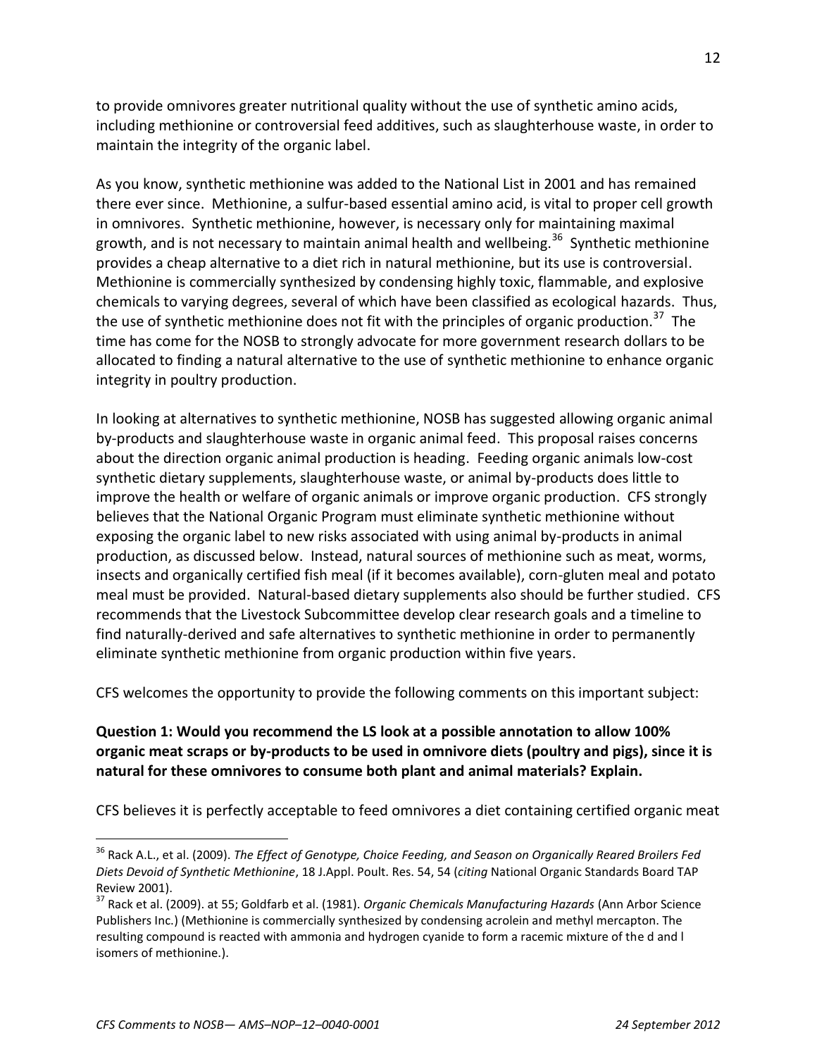to provide omnivores greater nutritional quality without the use of synthetic amino acids, including methionine or controversial feed additives, such as slaughterhouse waste, in order to maintain the integrity of the organic label.

As you know, synthetic methionine was added to the National List in 2001 and has remained there ever since. Methionine, a sulfur-based essential amino acid, is vital to proper cell growth in omnivores. Synthetic methionine, however, is necessary only for maintaining maximal growth, and is not necessary to maintain animal health and wellbeing.[36] Synthetic methionine provides a cheap alternative to a diet rich in natural methionine, but its use is controversial. Methionine is commercially synthesized by condensing highly toxic, flammable, and explosive chemicals to varying degrees, several of which have been classified as ecological hazards. Thus, the use of synthetic methionine does not fit with the principles of organic production.[37] The time has come for the NOSB to strongly advocate for more government research dollars to be allocated to finding a natural alternative to the use of synthetic methionine to enhance organic integrity in poultry production.

In looking at alternatives to synthetic methionine, NOSB has suggested allowing organic animal by-products and slaughterhouse waste in organic animal feed. This proposal raises concerns about the direction organic animal production is heading. Feeding organic animals low-cost synthetic dietary supplements, slaughterhouse waste, or animal by-products does little to improve the health or welfare of organic animals or improve organic production. CFS strongly believes that the National Organic Program must eliminate synthetic methionine without exposing the organic label to new risks associated with using animal by-products in animal production, as discussed below. Instead, natural sources of methionine such as meat, worms, insects and organically certified fish meal (if it becomes available), corn-gluten meal and potato meal must be provided. Natural-based dietary supplements also should be further studied. CFS recommends that the Livestock Subcommittee develop clear research goals and a timeline to find naturally-derived and safe alternatives to synthetic methionine in order to permanently eliminate synthetic methionine from organic production within five years.

CFS welcomes the opportunity to provide the following comments on this important subject:

**Question 1: Would you recommend the LS look at a possible annotation to allow 100% organic meat scraps or by-products to be used in omnivore diets (poultry and pigs), since it is natural for these omnivores to consume both plant and animal materials? Explain.**

CFS believes it is perfectly acceptable to feed omnivores a diet containing certified organic meat

---

[36] Rack A.L., et al. (2009). *The Effect of Genotype, Choice Feeding, and Season on Organically Reared Broilers Fed Diets Devoid of Synthetic Methionine*, 18 J.Appl. Poult. Res. 54, 54 (*citing* National Organic Standards Board TAP Review 2001).

[37] Rack et al. (2009). at 55; Goldfarb et al. (1981). *Organic Chemicals Manufacturing Hazards* (Ann Arbor Science Publishers Inc.) (Methionine is commercially synthesized by condensing acrolein and methyl mercapton. The resulting compound is reacted with ammonia and hydrogen cyanide to form a racemic mixture of the d and l isomers of methionine.).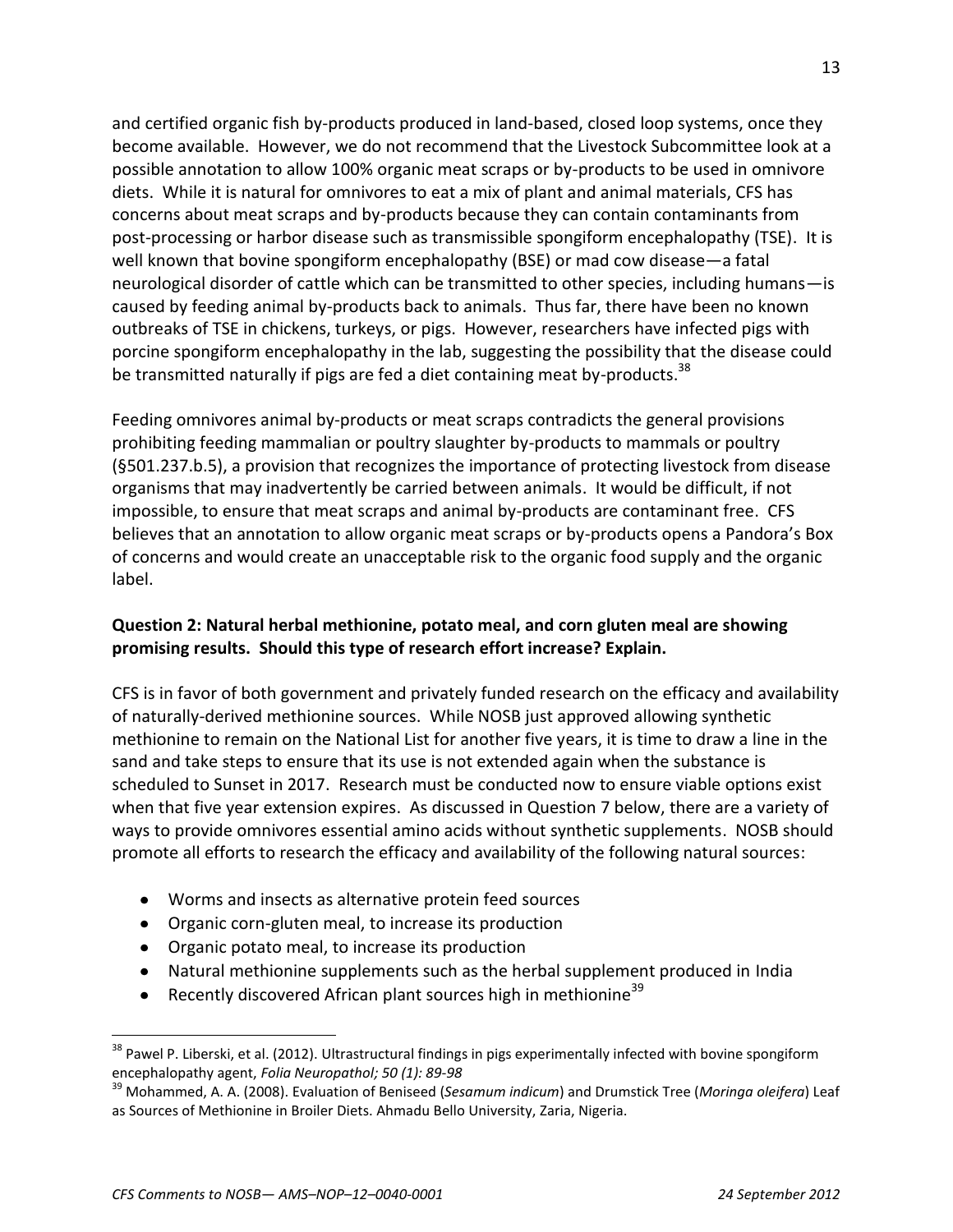and certified organic fish by-products produced in land-based, closed loop systems, once they become available. However, we do not recommend that the Livestock Subcommittee look at a possible annotation to allow 100% organic meat scraps or by-products to be used in omnivore diets. While it is natural for omnivores to eat a mix of plant and animal materials, CFS has concerns about meat scraps and by-products because they can contain contaminants from post-processing or harbor disease such as transmissible spongiform encephalopathy (TSE). It is well known that bovine spongiform encephalopathy (BSE) or mad cow disease—a fatal neurological disorder of cattle which can be transmitted to other species, including humans—is caused by feeding animal by-products back to animals. Thus far, there have been no known outbreaks of TSE in chickens, turkeys, or pigs. However, researchers have infected pigs with porcine spongiform encephalopathy in the lab, suggesting the possibility that the disease could be transmitted naturally if pigs are fed a diet containing meat by-products.[38]

Feeding omnivores animal by-products or meat scraps contradicts the general provisions prohibiting feeding mammalian or poultry slaughter by-products to mammals or poultry (§501.237.b.5), a provision that recognizes the importance of protecting livestock from disease organisms that may inadvertently be carried between animals. It would be difficult, if not impossible, to ensure that meat scraps and animal by-products are contaminant free. CFS believes that an annotation to allow organic meat scraps or by-products opens a Pandora's Box of concerns and would create an unacceptable risk to the organic food supply and the organic label.

**Question 2: Natural herbal methionine, potato meal, and corn gluten meal are showing promising results. Should this type of research effort increase? Explain.**

CFS is in favor of both government and privately funded research on the efficacy and availability of naturally-derived methionine sources. While NOSB just approved allowing synthetic methionine to remain on the National List for another five years, it is time to draw a line in the sand and take steps to ensure that its use is not extended again when the substance is scheduled to Sunset in 2017. Research must be conducted now to ensure viable options exist when that five year extension expires. As discussed in Question 7 below, there are a variety of ways to provide omnivores essential amino acids without synthetic supplements. NOSB should promote all efforts to research the efficacy and availability of the following natural sources:

- Worms and insects as alternative protein feed sources
- Organic corn-gluten meal, to increase its production
- Organic potato meal, to increase its production
- Natural methionine supplements such as the herbal supplement produced in India
- Recently discovered African plant sources high in methionine[39]

---

[38] Pawel P. Liberski, et al. (2012). Ultrastructural findings in pigs experimentally infected with bovine spongiform encephalopathy agent, *Folia Neuropathol; 50 (1): 89-98*

[39] Mohammed, A. A. (2008). Evaluation of Beniseed (*Sesamum indicum*) and Drumstick Tree (*Moringa oleifera*) Leaf as Sources of Methionine in Broiler Diets. Ahmadu Bello University, Zaria, Nigeria.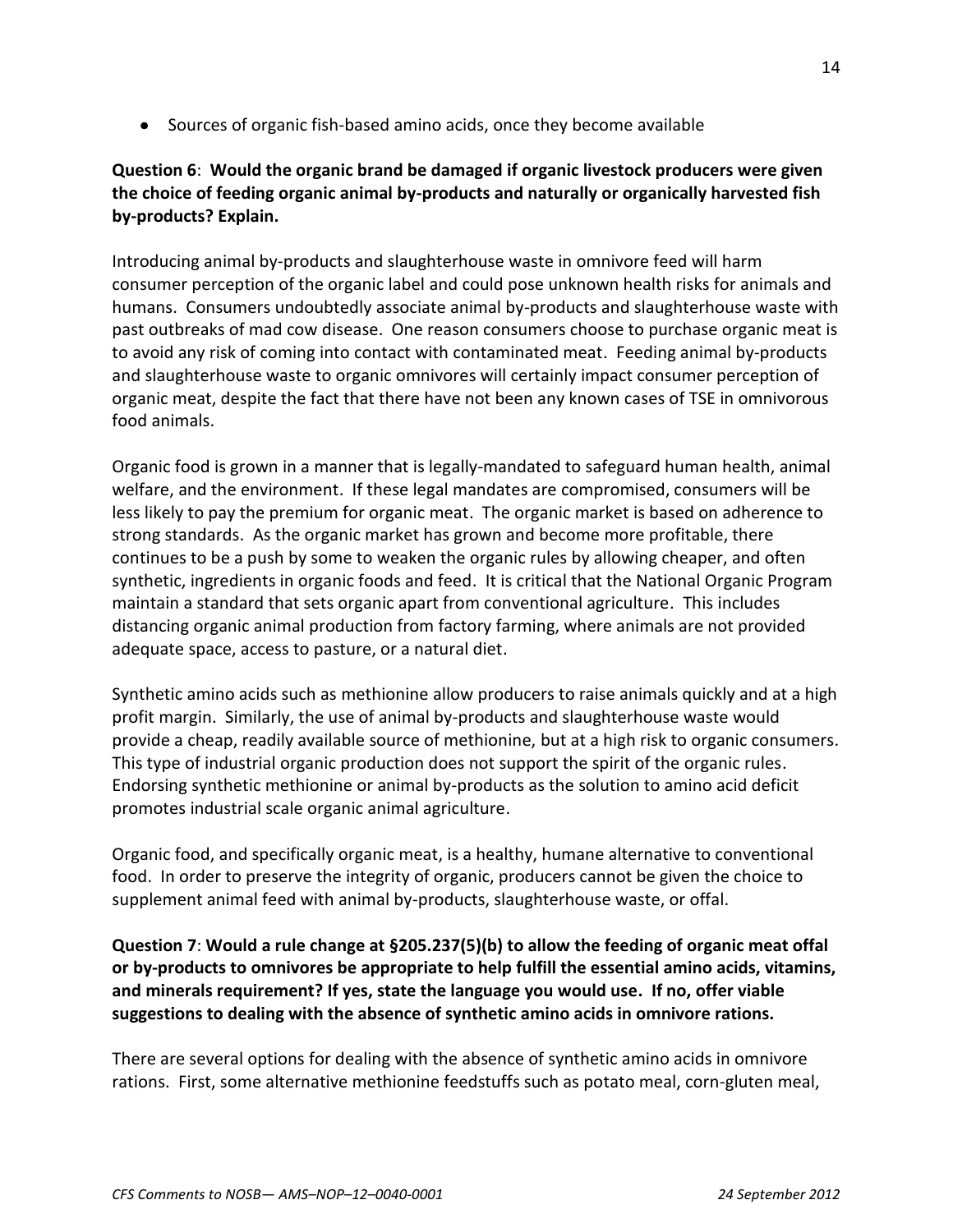- Sources of organic fish-based amino acids, once they become available

**Question 6**: **Would the organic brand be damaged if organic livestock producers were given the choice of feeding organic animal by-products and naturally or organically harvested fish by-products? Explain.**

Introducing animal by-products and slaughterhouse waste in omnivore feed will harm consumer perception of the organic label and could pose unknown health risks for animals and humans. Consumers undoubtedly associate animal by-products and slaughterhouse waste with past outbreaks of mad cow disease. One reason consumers choose to purchase organic meat is to avoid any risk of coming into contact with contaminated meat. Feeding animal by-products and slaughterhouse waste to organic omnivores will certainly impact consumer perception of organic meat, despite the fact that there have not been any known cases of TSE in omnivorous food animals.

Organic food is grown in a manner that is legally-mandated to safeguard human health, animal welfare, and the environment. If these legal mandates are compromised, consumers will be less likely to pay the premium for organic meat. The organic market is based on adherence to strong standards. As the organic market has grown and become more profitable, there continues to be a push by some to weaken the organic rules by allowing cheaper, and often synthetic, ingredients in organic foods and feed. It is critical that the National Organic Program maintain a standard that sets organic apart from conventional agriculture. This includes distancing organic animal production from factory farming, where animals are not provided adequate space, access to pasture, or a natural diet.

Synthetic amino acids such as methionine allow producers to raise animals quickly and at a high profit margin. Similarly, the use of animal by-products and slaughterhouse waste would provide a cheap, readily available source of methionine, but at a high risk to organic consumers. This type of industrial organic production does not support the spirit of the organic rules. Endorsing synthetic methionine or animal by-products as the solution to amino acid deficit promotes industrial scale organic animal agriculture.

Organic food, and specifically organic meat, is a healthy, humane alternative to conventional food. In order to preserve the integrity of organic, producers cannot be given the choice to supplement animal feed with animal by-products, slaughterhouse waste, or offal.

**Question 7**: **Would a rule change at §205.237(5)(b) to allow the feeding of organic meat offal or by-products to omnivores be appropriate to help fulfill the essential amino acids, vitamins, and minerals requirement? If yes, state the language you would use. If no, offer viable suggestions to dealing with the absence of synthetic amino acids in omnivore rations.**

There are several options for dealing with the absence of synthetic amino acids in omnivore rations. First, some alternative methionine feedstuffs such as potato meal, corn-gluten meal,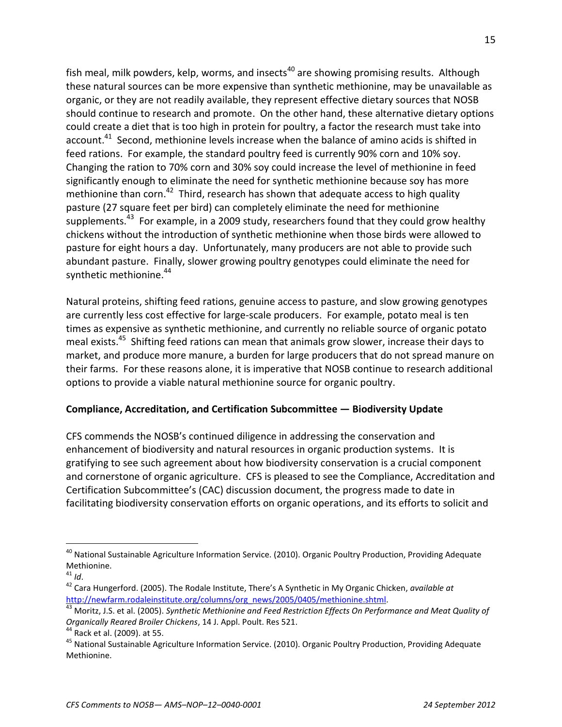fish meal, milk powders, kelp, worms, and insects[40] are showing promising results. Although these natural sources can be more expensive than synthetic methionine, may be unavailable as organic, or they are not readily available, they represent effective dietary sources that NOSB should continue to research and promote. On the other hand, these alternative dietary options could create a diet that is too high in protein for poultry, a factor the research must take into account.[41] Second, methionine levels increase when the balance of amino acids is shifted in feed rations. For example, the standard poultry feed is currently 90% corn and 10% soy. Changing the ration to 70% corn and 30% soy could increase the level of methionine in feed significantly enough to eliminate the need for synthetic methionine because soy has more methionine than corn.[42] Third, research has shown that adequate access to high quality pasture (27 square feet per bird) can completely eliminate the need for methionine supplements.[43] For example, in a 2009 study, researchers found that they could grow healthy chickens without the introduction of synthetic methionine when those birds were allowed to pasture for eight hours a day. Unfortunately, many producers are not able to provide such abundant pasture. Finally, slower growing poultry genotypes could eliminate the need for synthetic methionine.[44]

Natural proteins, shifting feed rations, genuine access to pasture, and slow growing genotypes are currently less cost effective for large-scale producers. For example, potato meal is ten times as expensive as synthetic methionine, and currently no reliable source of organic potato meal exists.[45] Shifting feed rations can mean that animals grow slower, increase their days to market, and produce more manure, a burden for large producers that do not spread manure on their farms. For these reasons alone, it is imperative that NOSB continue to research additional options to provide a viable natural methionine source for organic poultry.

**Compliance, Accreditation, and Certification Subcommittee — Biodiversity Update**

CFS commends the NOSB's continued diligence in addressing the conservation and enhancement of biodiversity and natural resources in organic production systems. It is gratifying to see such agreement about how biodiversity conservation is a crucial component and cornerstone of organic agriculture. CFS is pleased to see the Compliance, Accreditation and Certification Subcommittee's (CAC) discussion document, the progress made to date in facilitating biodiversity conservation efforts on organic operations, and its efforts to solicit and

---

[40] National Sustainable Agriculture Information Service. (2010). Organic Poultry Production, Providing Adequate Methionine.

[41] *Id*.

[42] Cara Hungerford. (2005). The Rodale Institute, There's A Synthetic in My Organic Chicken, *available at* http://newfarm.rodaleinstitute.org/columns/org_news/2005/0405/methionine.shtml.

[43] Moritz, J.S. et al. (2005). *Synthetic Methionine and Feed Restriction Effects On Performance and Meat Quality of Organically Reared Broiler Chickens*, 14 J. Appl. Poult. Res 521.

[44] Rack et al. (2009). at 55.

[45] National Sustainable Agriculture Information Service. (2010). Organic Poultry Production, Providing Adequate Methionine.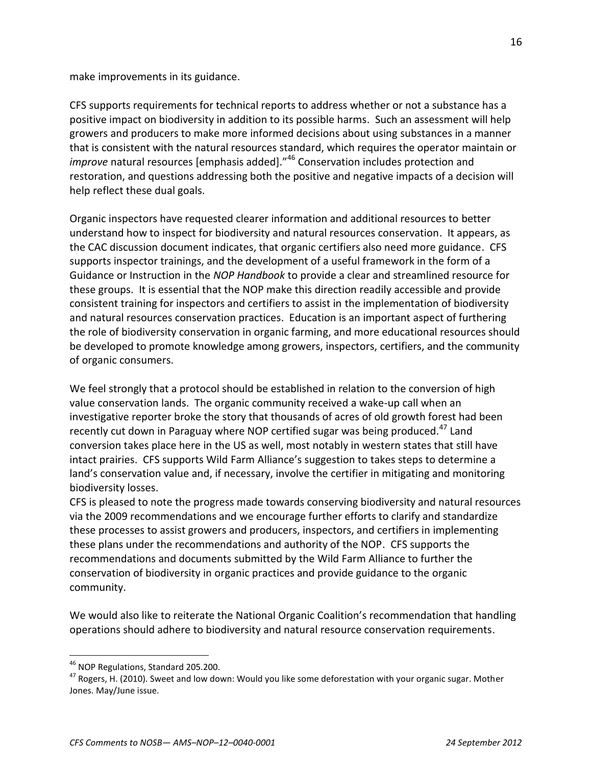make improvements in its guidance.

CFS supports requirements for technical reports to address whether or not a substance has a positive impact on biodiversity in addition to its possible harms. Such an assessment will help growers and producers to make more informed decisions about using substances in a manner that is consistent with the natural resources standard, which requires the operator maintain or *improve* natural resources [emphasis added]."[46] Conservation includes protection and restoration, and questions addressing both the positive and negative impacts of a decision will help reflect these dual goals.

Organic inspectors have requested clearer information and additional resources to better understand how to inspect for biodiversity and natural resources conservation. It appears, as the CAC discussion document indicates, that organic certifiers also need more guidance. CFS supports inspector trainings, and the development of a useful framework in the form of a Guidance or Instruction in the *NOP Handbook* to provide a clear and streamlined resource for these groups. It is essential that the NOP make this direction readily accessible and provide consistent training for inspectors and certifiers to assist in the implementation of biodiversity and natural resources conservation practices. Education is an important aspect of furthering the role of biodiversity conservation in organic farming, and more educational resources should be developed to promote knowledge among growers, inspectors, certifiers, and the community of organic consumers.

We feel strongly that a protocol should be established in relation to the conversion of high value conservation lands. The organic community received a wake-up call when an investigative reporter broke the story that thousands of acres of old growth forest had been recently cut down in Paraguay where NOP certified sugar was being produced.[47] Land conversion takes place here in the US as well, most notably in western states that still have intact prairies. CFS supports Wild Farm Alliance's suggestion to takes steps to determine a land's conservation value and, if necessary, involve the certifier in mitigating and monitoring biodiversity losses.

CFS is pleased to note the progress made towards conserving biodiversity and natural resources via the 2009 recommendations and we encourage further efforts to clarify and standardize these processes to assist growers and producers, inspectors, and certifiers in implementing these plans under the recommendations and authority of the NOP. CFS supports the recommendations and documents submitted by the Wild Farm Alliance to further the conservation of biodiversity in organic practices and provide guidance to the organic community.

We would also like to reiterate the National Organic Coalition's recommendation that handling operations should adhere to biodiversity and natural resource conservation requirements.

---

[46] NOP Regulations, Standard 205.200.

[47] Rogers, H. (2010). Sweet and low down: Would you like some deforestation with your organic sugar. Mother Jones. May/June issue.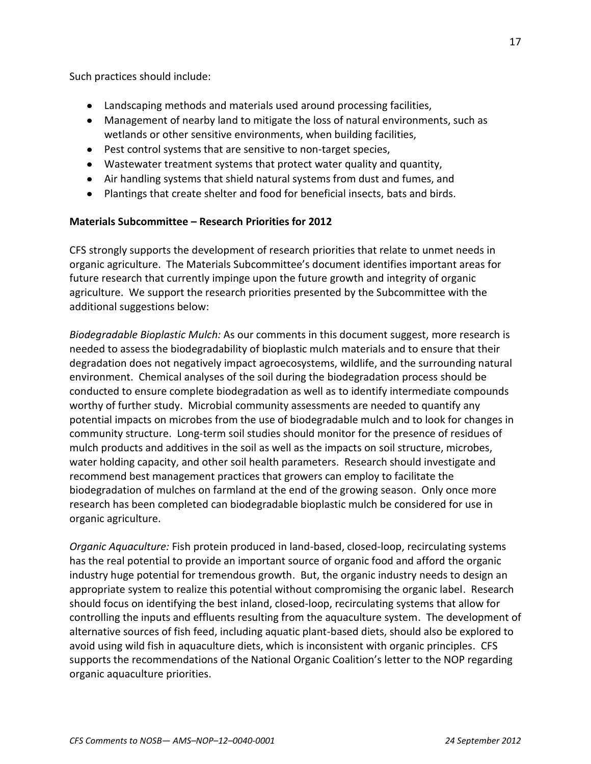Such practices should include:

- Landscaping methods and materials used around processing facilities,
- Management of nearby land to mitigate the loss of natural environments, such as wetlands or other sensitive environments, when building facilities,
- Pest control systems that are sensitive to non-target species,
- Wastewater treatment systems that protect water quality and quantity,
- Air handling systems that shield natural systems from dust and fumes, and
- Plantings that create shelter and food for beneficial insects, bats and birds.

**Materials Subcommittee – Research Priorities for 2012**

CFS strongly supports the development of research priorities that relate to unmet needs in organic agriculture. The Materials Subcommittee's document identifies important areas for future research that currently impinge upon the future growth and integrity of organic agriculture. We support the research priorities presented by the Subcommittee with the additional suggestions below:

*Biodegradable Bioplastic Mulch:* As our comments in this document suggest, more research is needed to assess the biodegradability of bioplastic mulch materials and to ensure that their degradation does not negatively impact agroecosystems, wildlife, and the surrounding natural environment. Chemical analyses of the soil during the biodegradation process should be conducted to ensure complete biodegradation as well as to identify intermediate compounds worthy of further study. Microbial community assessments are needed to quantify any potential impacts on microbes from the use of biodegradable mulch and to look for changes in community structure. Long-term soil studies should monitor for the presence of residues of mulch products and additives in the soil as well as the impacts on soil structure, microbes, water holding capacity, and other soil health parameters. Research should investigate and recommend best management practices that growers can employ to facilitate the biodegradation of mulches on farmland at the end of the growing season. Only once more research has been completed can biodegradable bioplastic mulch be considered for use in organic agriculture.

*Organic Aquaculture:* Fish protein produced in land-based, closed-loop, recirculating systems has the real potential to provide an important source of organic food and afford the organic industry huge potential for tremendous growth. But, the organic industry needs to design an appropriate system to realize this potential without compromising the organic label. Research should focus on identifying the best inland, closed-loop, recirculating systems that allow for controlling the inputs and effluents resulting from the aquaculture system. The development of alternative sources of fish feed, including aquatic plant-based diets, should also be explored to avoid using wild fish in aquaculture diets, which is inconsistent with organic principles. CFS supports the recommendations of the National Organic Coalition's letter to the NOP regarding organic aquaculture priorities.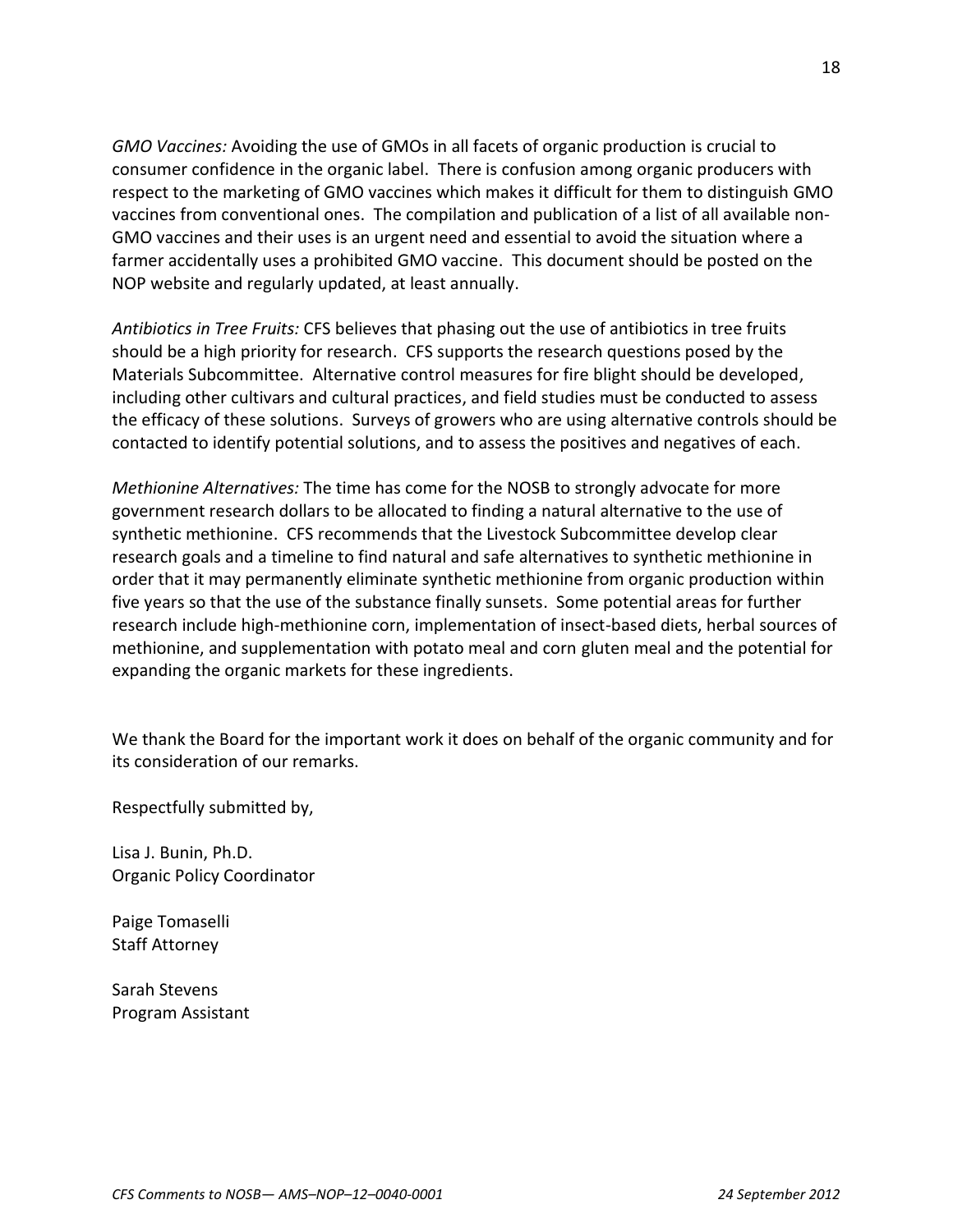*GMO Vaccines:* Avoiding the use of GMOs in all facets of organic production is crucial to consumer confidence in the organic label. There is confusion among organic producers with respect to the marketing of GMO vaccines which makes it difficult for them to distinguish GMO vaccines from conventional ones. The compilation and publication of a list of all available non-GMO vaccines and their uses is an urgent need and essential to avoid the situation where a farmer accidentally uses a prohibited GMO vaccine. This document should be posted on the NOP website and regularly updated, at least annually.

*Antibiotics in Tree Fruits:* CFS believes that phasing out the use of antibiotics in tree fruits should be a high priority for research. CFS supports the research questions posed by the Materials Subcommittee. Alternative control measures for fire blight should be developed, including other cultivars and cultural practices, and field studies must be conducted to assess the efficacy of these solutions. Surveys of growers who are using alternative controls should be contacted to identify potential solutions, and to assess the positives and negatives of each.

*Methionine Alternatives:* The time has come for the NOSB to strongly advocate for more government research dollars to be allocated to finding a natural alternative to the use of synthetic methionine. CFS recommends that the Livestock Subcommittee develop clear research goals and a timeline to find natural and safe alternatives to synthetic methionine in order that it may permanently eliminate synthetic methionine from organic production within five years so that the use of the substance finally sunsets. Some potential areas for further research include high-methionine corn, implementation of insect-based diets, herbal sources of methionine, and supplementation with potato meal and corn gluten meal and the potential for expanding the organic markets for these ingredients.

We thank the Board for the important work it does on behalf of the organic community and for its consideration of our remarks.

Respectfully submitted by,

Lisa J. Bunin, Ph.D.
Organic Policy Coordinator

Paige Tomaselli
Staff Attorney

Sarah Stevens
Program Assistant